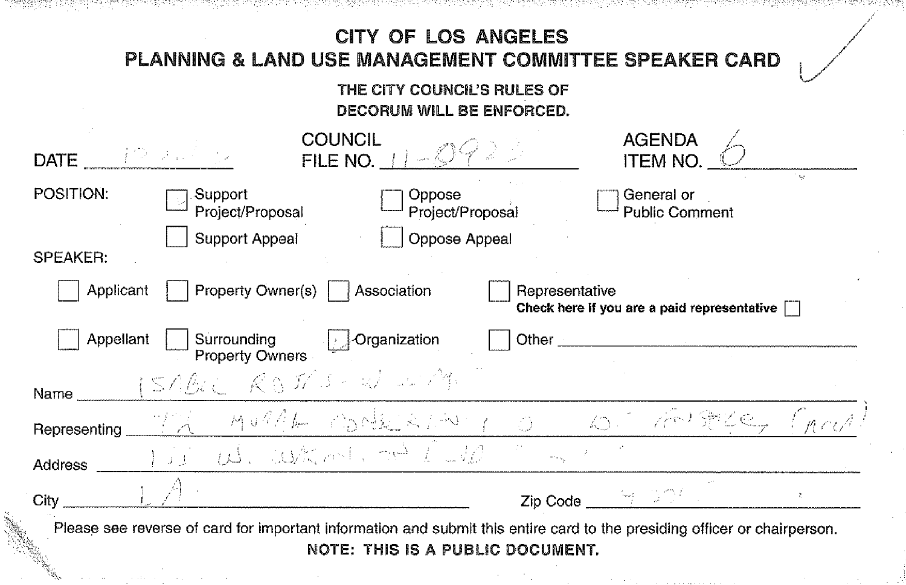# CITY OF LOS ANGELES
## PLANNING & LAND USE MANAGEMENT COMMITTEE SPEAKER CARD

**THE CITY COUNCIL'S RULES OF DECORUM WILL BE ENFORCED.**

DATE 12-2-11 COUNCIL FILE NO. 11-0923 AGENDA ITEM NO. 6

POSITION:

- [x] Support Project/Proposal
- [ ] Oppose Project/Proposal
- [ ] General or Public Comment
- [ ] Support Appeal
- [ ] Oppose Appeal

SPEAKER:

- [ ] Applicant
- [ ] Property Owner(s)
- [ ] Association
- [ ] Representative — **Check here if you are a paid representative** [ ]
- [ ] Appellant
- [ ] Surrounding Property Owners
- [x] Organization
- [ ] Other ______

Name ISABEL ROSS-WOLM

Representing LA MURAL CONSERVANCY / DO IT PUBLIC ART

Address 1 W. WASHINGTON, ...

City LA Zip Code 9...

Please see reverse of card for important information and submit this entire card to the presiding officer or chairperson.

**NOTE: THIS IS A PUBLIC DOCUMENT.**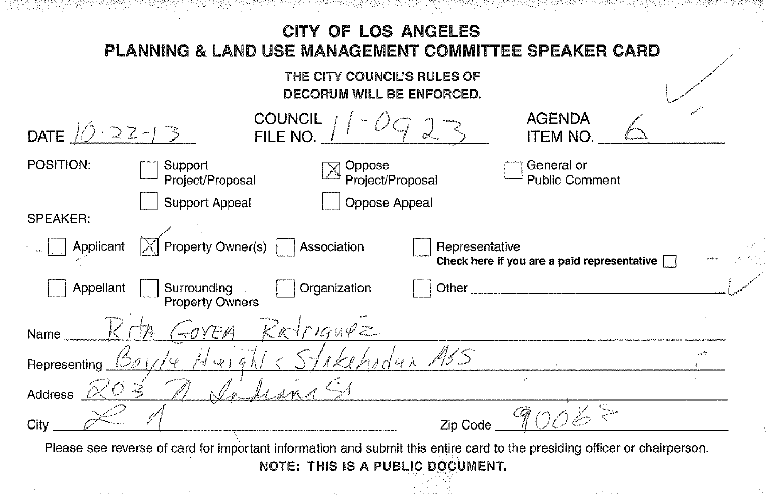# CITY OF LOS ANGELES
## PLANNING & LAND USE MANAGEMENT COMMITTEE SPEAKER CARD

**THE CITY COUNCIL'S RULES OF DECORUM WILL BE ENFORCED.**

DATE 10-22-13 COUNCIL FILE NO. 11-0923 AGENDA ITEM NO. 6

POSITION:

- [ ] Support Project/Proposal
- [x] Oppose Project/Proposal
- [ ] General or Public Comment
- [ ] Support Appeal
- [ ] Oppose Appeal

SPEAKER:

- [ ] Applicant
- [x] Property Owner(s)
- [ ] Association
- [ ] Representative **Check here if you are a paid representative** [ ]
- [ ] Appellant
- [ ] Surrounding Property Owners
- [ ] Organization
- [ ] Other

Name Rita Govea Rodriguez

Representing Boyle Heights Stakeholder ASS

Address 203 N Indiana St

City LA Zip Code 90063

Please see reverse of card for important information and submit this entire card to the presiding officer or chairperson.

**NOTE: THIS IS A PUBLIC DOCUMENT.**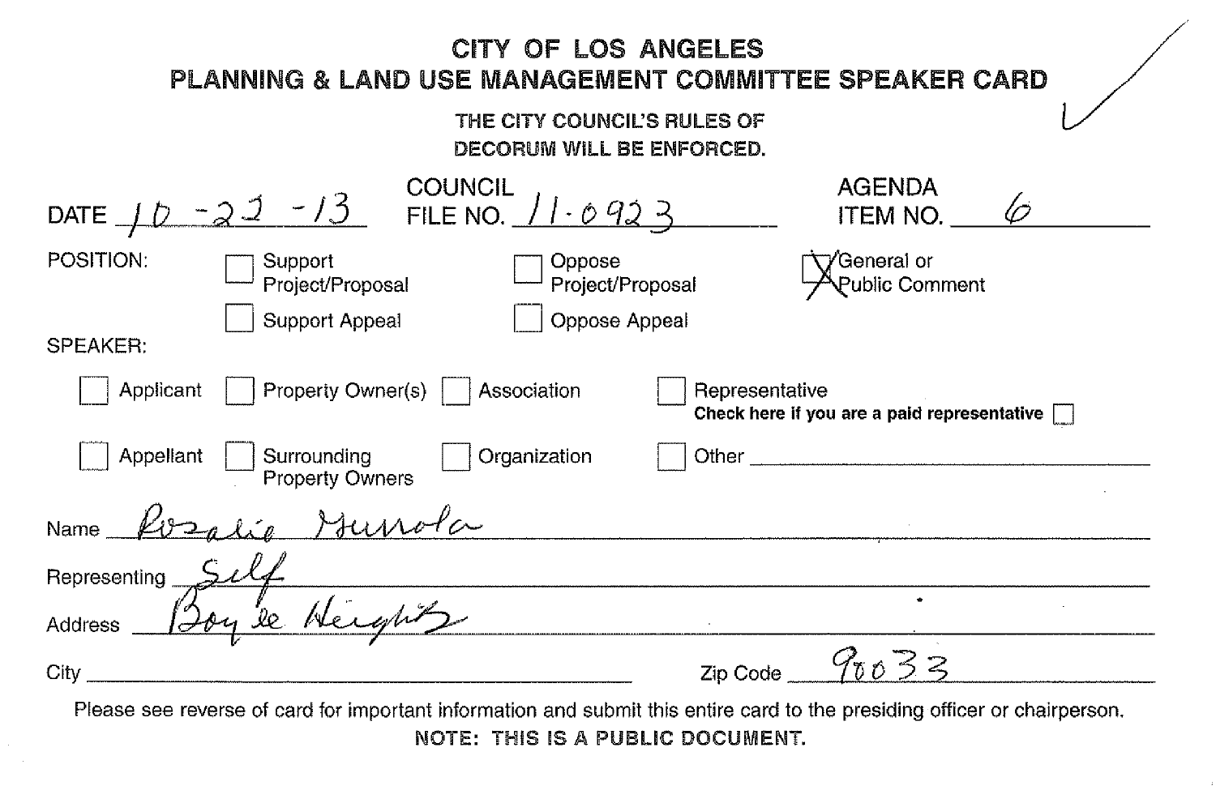# CITY OF LOS ANGELES
## PLANNING & LAND USE MANAGEMENT COMMITTEE SPEAKER CARD

**THE CITY COUNCIL'S RULES OF DECORUM WILL BE ENFORCED.**

DATE 10-22-13 COUNCIL FILE NO. 11-0923 AGENDA ITEM NO. 6

POSITION:

- [ ] Support Project/Proposal
- [ ] Oppose Project/Proposal
- [x] General or Public Comment
- [ ] Support Appeal
- [ ] Oppose Appeal

SPEAKER:

- [ ] Applicant
- [ ] Property Owner(s)
- [ ] Association
- [ ] Representative — **Check here if you are a paid representative** [ ]
- [ ] Appellant
- [ ] Surrounding Property Owners
- [ ] Organization
- [ ] Other

Name: Rosalio Munola

Representing: Self

Address: Boyle Heights

City:

Zip Code: 90033

Please see reverse of card for important information and submit this entire card to the presiding officer or chairperson.

**NOTE: THIS IS A PUBLIC DOCUMENT.**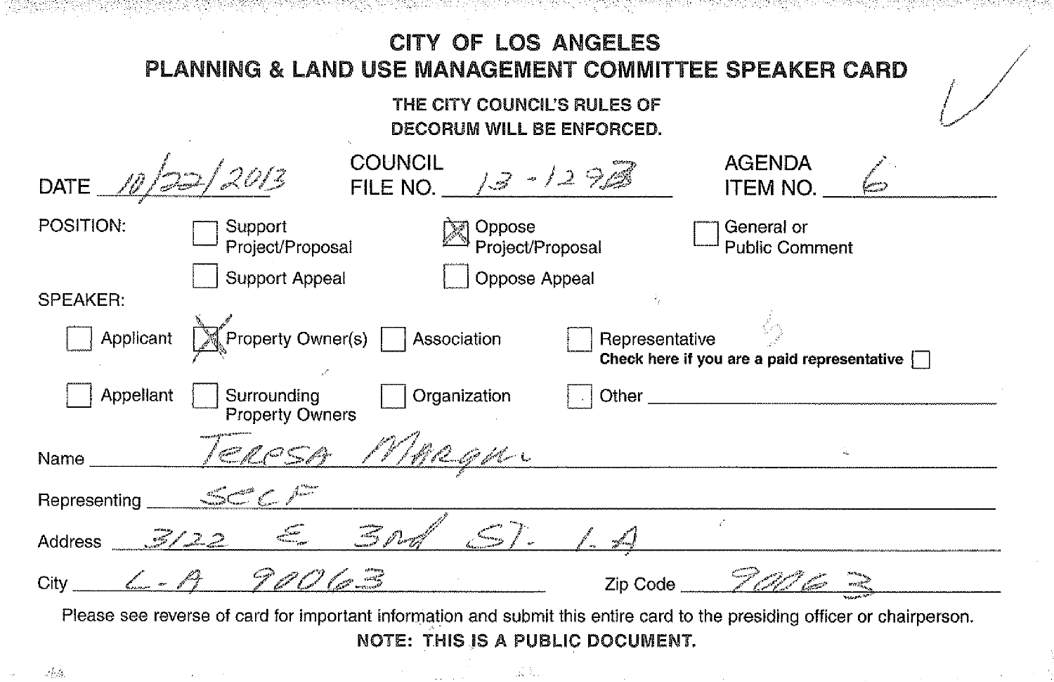# CITY OF LOS ANGELES
## PLANNING & LAND USE MANAGEMENT COMMITTEE SPEAKER CARD

**THE CITY COUNCIL'S RULES OF DECORUM WILL BE ENFORCED.**

DATE 10/22/2013 COUNCIL FILE NO. 13-1298 AGENDA ITEM NO. 6

POSITION:

- [ ] Support Project/Proposal
- [x] Oppose Project/Proposal
- [ ] General or Public Comment
- [ ] Support Appeal
- [ ] Oppose Appeal

SPEAKER:

- [ ] Applicant
- [x] Property Owner(s)
- [ ] Association
- [ ] Representative — **Check here if you are a paid representative** [ ]
- [ ] Appellant
- [ ] Surrounding Property Owners
- [ ] Organization
- [ ] Other ______

Name Teresa Marquez

Representing SCCF

Address 3122 E 3rd St. L.A

City L-A 90063 Zip Code 90063

Please see reverse of card for important information and submit this entire card to the presiding officer or chairperson.

**NOTE: THIS IS A PUBLIC DOCUMENT.**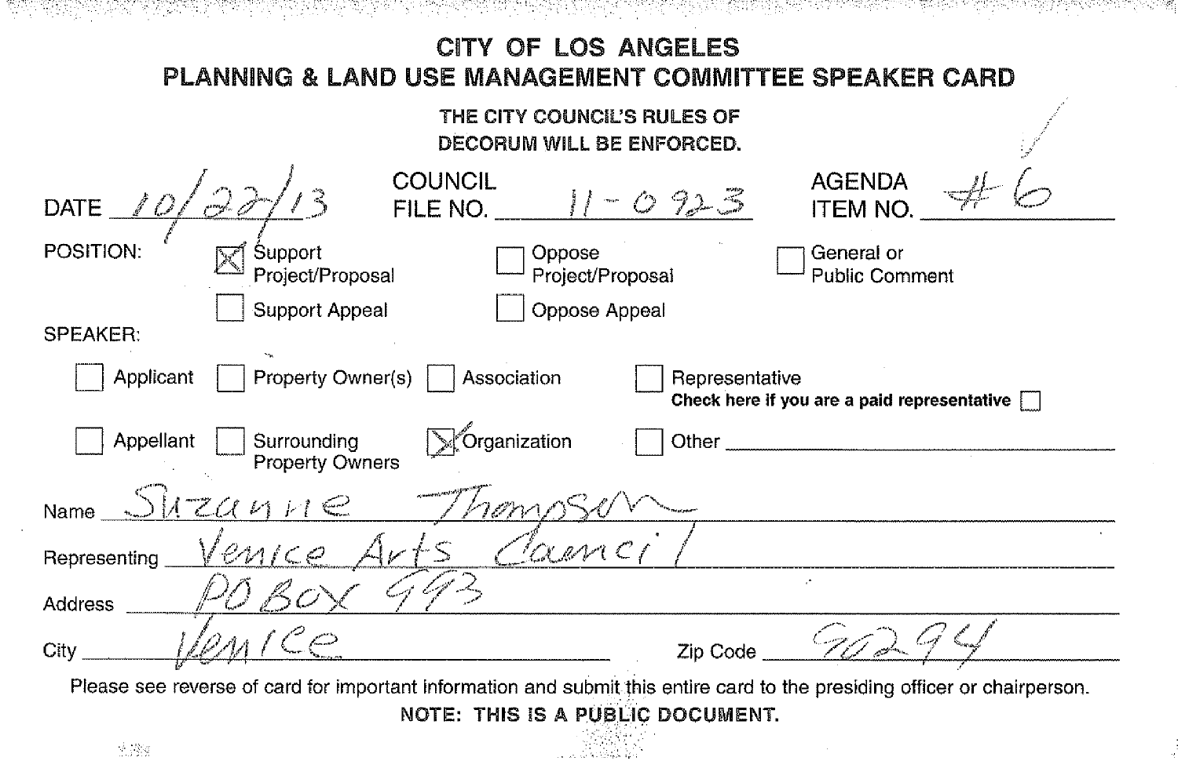# CITY OF LOS ANGELES
## PLANNING & LAND USE MANAGEMENT COMMITTEE SPEAKER CARD

**THE CITY COUNCIL'S RULES OF DECORUM WILL BE ENFORCED.**

DATE 10/22/13 COUNCIL FILE NO. 11-0923 AGENDA ITEM NO. #6

POSITION:

- [x] Support Project/Proposal
- [ ] Oppose Project/Proposal
- [ ] General or Public Comment
- [ ] Support Appeal
- [ ] Oppose Appeal

SPEAKER:

- [ ] Applicant
- [ ] Property Owner(s)
- [ ] Association
- [ ] Representative — **Check here if you are a paid representative** [ ]
- [ ] Appellant
- [ ] Surrounding Property Owners
- [x] Organization
- [ ] Other ______

Name: Suzanne Thompson

Representing: Venice Arts Council

Address: PO Box 993

City: Venice Zip Code: 90294

Please see reverse of card for important information and submit this entire card to the presiding officer or chairperson.

**NOTE: THIS IS A PUBLIC DOCUMENT.**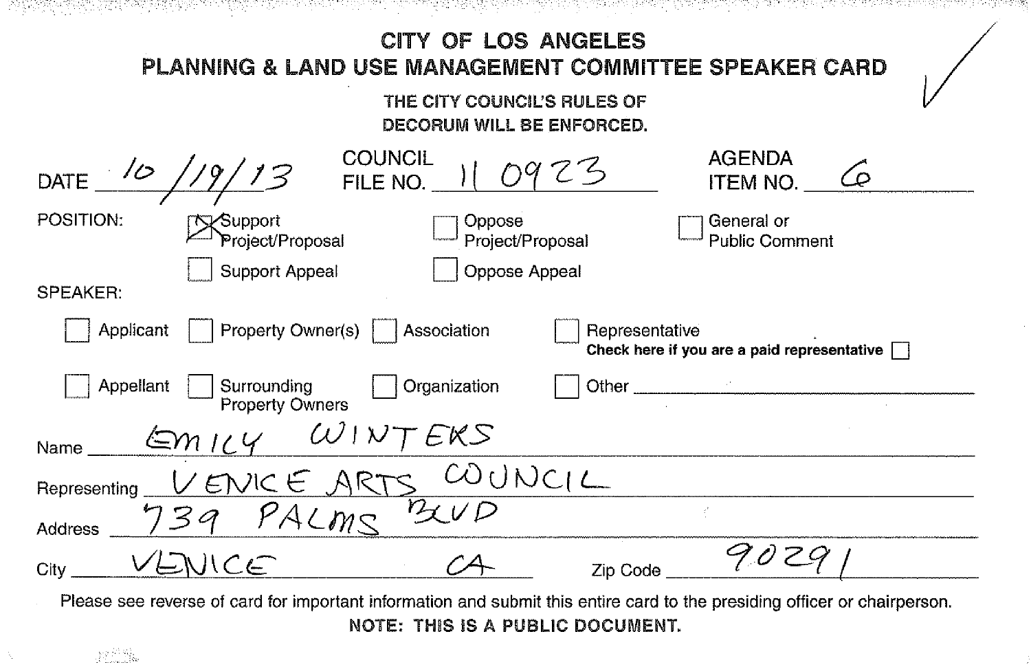# CITY OF LOS ANGELES
## PLANNING & LAND USE MANAGEMENT COMMITTEE SPEAKER CARD

**THE CITY COUNCIL'S RULES OF DECORUM WILL BE ENFORCED.**

DATE: 10/19/13 COUNCIL FILE NO.: 11 0923 AGENDA ITEM NO.: 6

POSITION:

- [x] Support Project/Proposal
- [ ] Oppose Project/Proposal
- [ ] General or Public Comment
- [ ] Support Appeal
- [ ] Oppose Appeal

SPEAKER:

- [ ] Applicant
- [ ] Property Owner(s)
- [ ] Association
- [ ] Representative — **Check here if you are a paid representative** [ ]
- [ ] Appellant
- [ ] Surrounding Property Owners
- [ ] Organization
- [ ] Other ____________

Name: EMILY WINTERS

Representing: VENICE ARTS COUNCIL

Address: 739 PALMS BLVD

City: VENICE CA Zip Code: 90291

Please see reverse of card for important information and submit this entire card to the presiding officer or chairperson.

**NOTE: THIS IS A PUBLIC DOCUMENT.**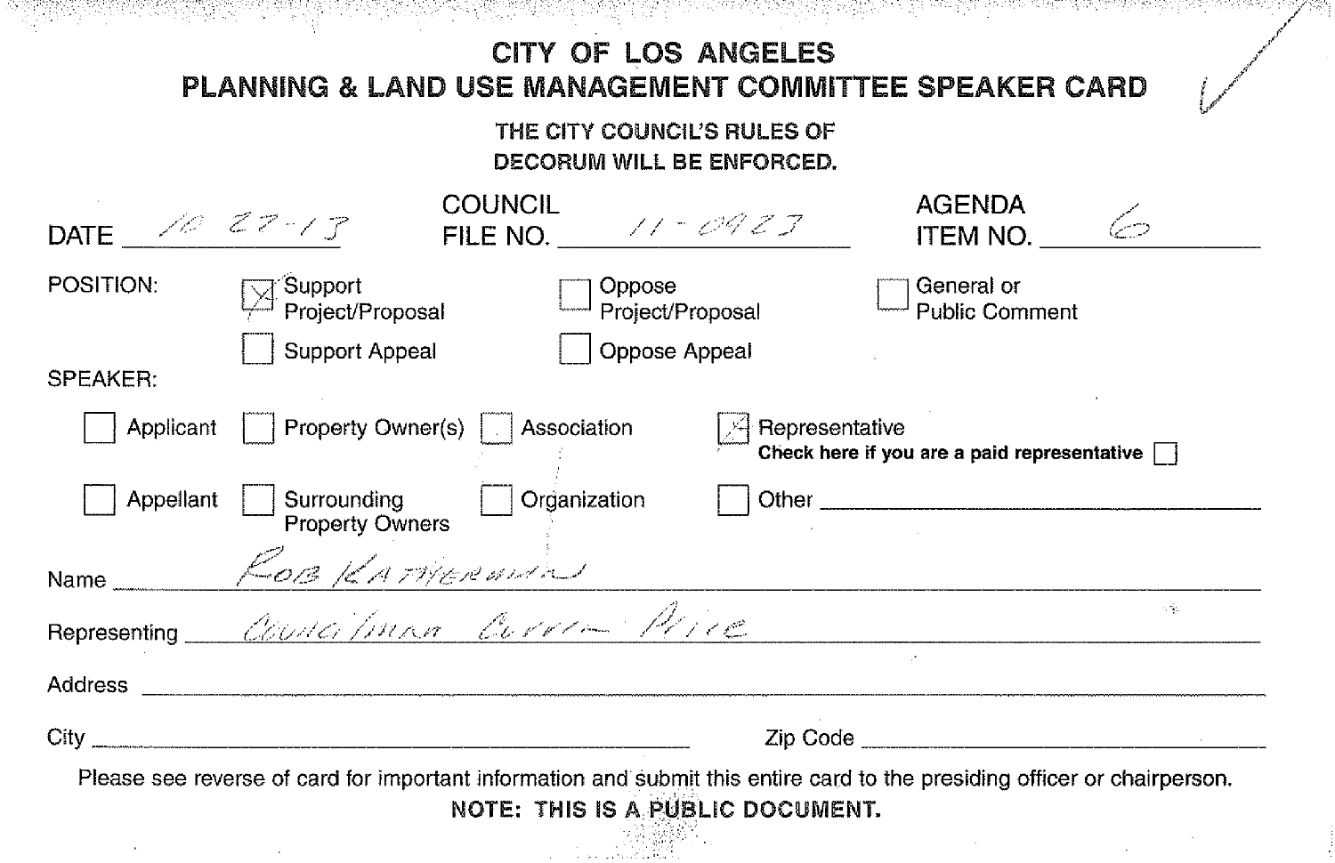# CITY OF LOS ANGELES
## PLANNING & LAND USE MANAGEMENT COMMITTEE SPEAKER CARD

**THE CITY COUNCIL'S RULES OF DECORUM WILL BE ENFORCED.**

DATE 10-22-13 COUNCIL FILE NO. 11-0923 AGENDA ITEM NO. 6

POSITION:

- [x] Support Project/Proposal
- [ ] Oppose Project/Proposal
- [ ] General or Public Comment
- [ ] Support Appeal
- [ ] Oppose Appeal

SPEAKER:

- [ ] Applicant
- [ ] Property Owner(s)
- [ ] Association
- [x] Representative
  - **Check here if you are a paid representative** [ ]
- [ ] Appellant
- [ ] Surrounding Property Owners
- [ ] Organization
- [ ] Other ______

Name Rob Katherman

Representing Councilman Curren Price

Address ______

City ______ Zip Code ______

Please see reverse of card for important information and submit this entire card to the presiding officer or chairperson.

**NOTE: THIS IS A PUBLIC DOCUMENT.**